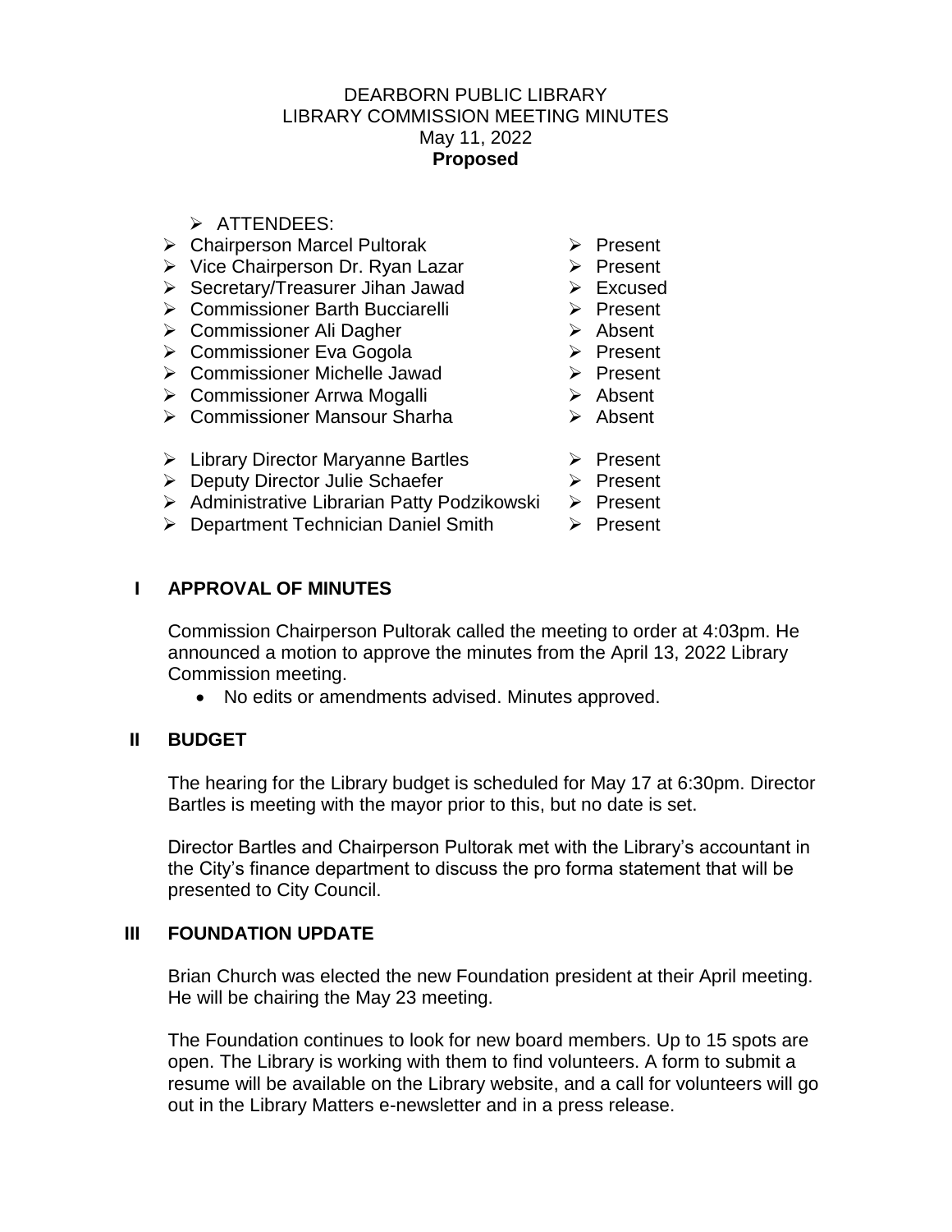# DEARBORN PUBLIC LIBRARY
## LIBRARY COMMISSION MEETING MINUTES
May 11, 2022
**Proposed**

- ATTENDEES:

| | |
|---|---|
| Chairperson Marcel Pultorak | Present |
| Vice Chairperson Dr. Ryan Lazar | Present |
| Secretary/Treasurer Jihan Jawad | Excused |
| Commissioner Barth Bucciarelli | Present |
| Commissioner Ali Dagher | Absent |
| Commissioner Eva Gogola | Present |
| Commissioner Michelle Jawad | Present |
| Commissioner Arrwa Mogalli | Absent |
| Commissioner Mansour Sharha | Absent |
| Library Director Maryanne Bartles | Present |
| Deputy Director Julie Schaefer | Present |
| Administrative Librarian Patty Podzikowski | Present |
| Department Technician Daniel Smith | Present |

## I APPROVAL OF MINUTES

Commission Chairperson Pultorak called the meeting to order at 4:03pm. He announced a motion to approve the minutes from the April 13, 2022 Library Commission meeting.

- No edits or amendments advised. Minutes approved.

## II BUDGET

The hearing for the Library budget is scheduled for May 17 at 6:30pm. Director Bartles is meeting with the mayor prior to this, but no date is set.

Director Bartles and Chairperson Pultorak met with the Library's accountant in the City's finance department to discuss the pro forma statement that will be presented to City Council.

## III FOUNDATION UPDATE

Brian Church was elected the new Foundation president at their April meeting. He will be chairing the May 23 meeting.

The Foundation continues to look for new board members. Up to 15 spots are open. The Library is working with them to find volunteers. A form to submit a resume will be available on the Library website, and a call for volunteers will go out in the Library Matters e-newsletter and in a press release.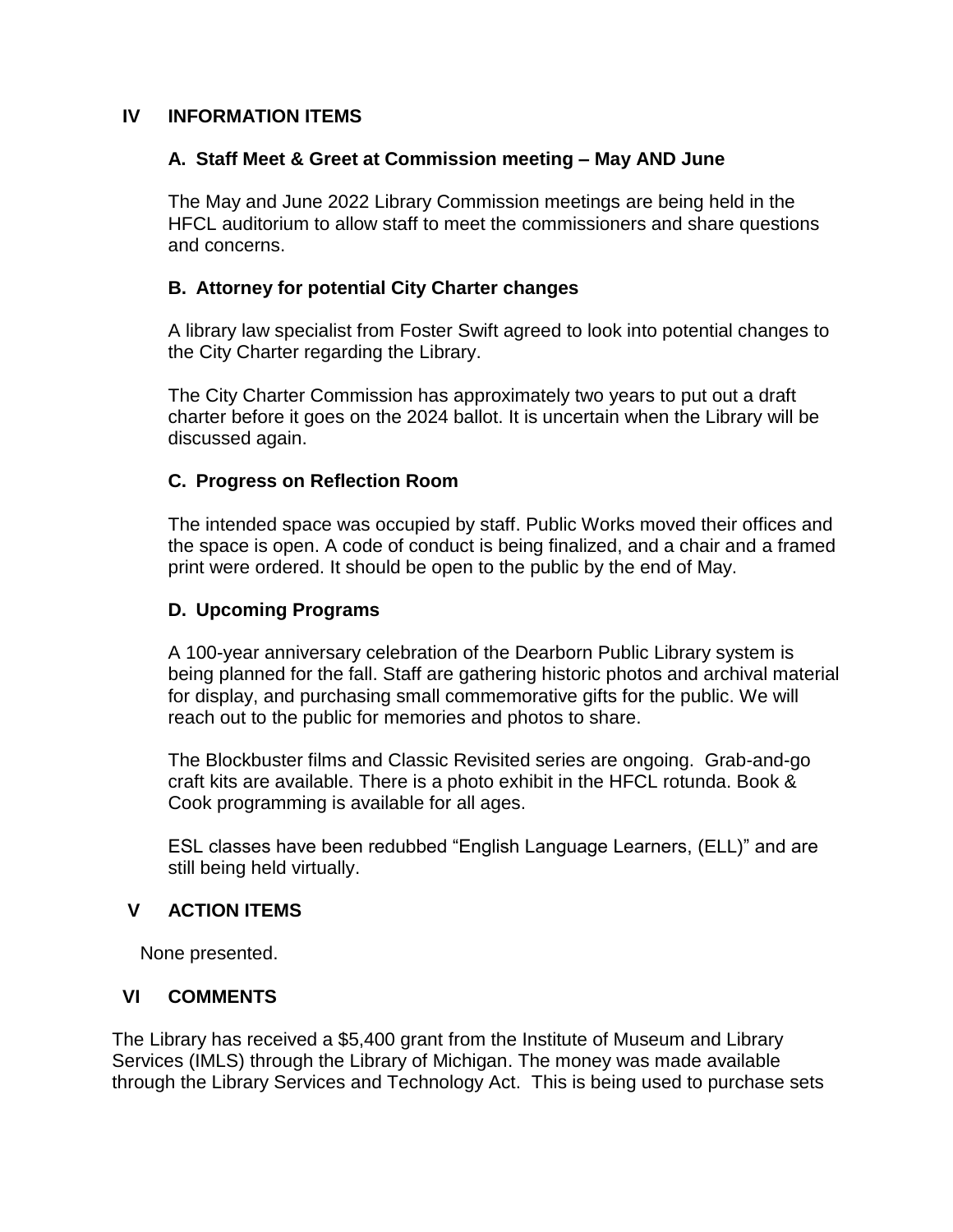## IV INFORMATION ITEMS

### A. Staff Meet & Greet at Commission meeting – May AND June

The May and June 2022 Library Commission meetings are being held in the HFCL auditorium to allow staff to meet the commissioners and share questions and concerns.

### B. Attorney for potential City Charter changes

A library law specialist from Foster Swift agreed to look into potential changes to the City Charter regarding the Library.

The City Charter Commission has approximately two years to put out a draft charter before it goes on the 2024 ballot. It is uncertain when the Library will be discussed again.

### C. Progress on Reflection Room

The intended space was occupied by staff. Public Works moved their offices and the space is open. A code of conduct is being finalized, and a chair and a framed print were ordered. It should be open to the public by the end of May.

### D. Upcoming Programs

A 100-year anniversary celebration of the Dearborn Public Library system is being planned for the fall. Staff are gathering historic photos and archival material for display, and purchasing small commemorative gifts for the public. We will reach out to the public for memories and photos to share.

The Blockbuster films and Classic Revisited series are ongoing. Grab-and-go craft kits are available. There is a photo exhibit in the HFCL rotunda. Book & Cook programming is available for all ages.

ESL classes have been redubbed "English Language Learners, (ELL)" and are still being held virtually.

## V ACTION ITEMS

None presented.

## VI COMMENTS

The Library has received a $5,400 grant from the Institute of Museum and Library Services (IMLS) through the Library of Michigan. The money was made available through the Library Services and Technology Act. This is being used to purchase sets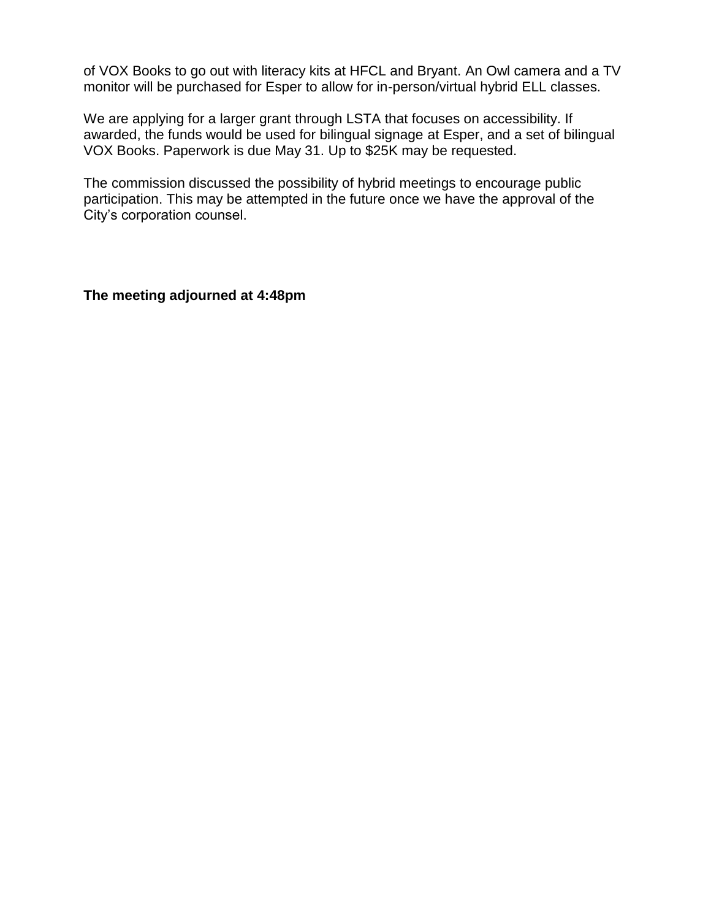of VOX Books to go out with literacy kits at HFCL and Bryant. An Owl camera and a TV monitor will be purchased for Esper to allow for in-person/virtual hybrid ELL classes.

We are applying for a larger grant through LSTA that focuses on accessibility. If awarded, the funds would be used for bilingual signage at Esper, and a set of bilingual VOX Books. Paperwork is due May 31. Up to $25K may be requested.

The commission discussed the possibility of hybrid meetings to encourage public participation. This may be attempted in the future once we have the approval of the City's corporation counsel.

**The meeting adjourned at 4:48pm**